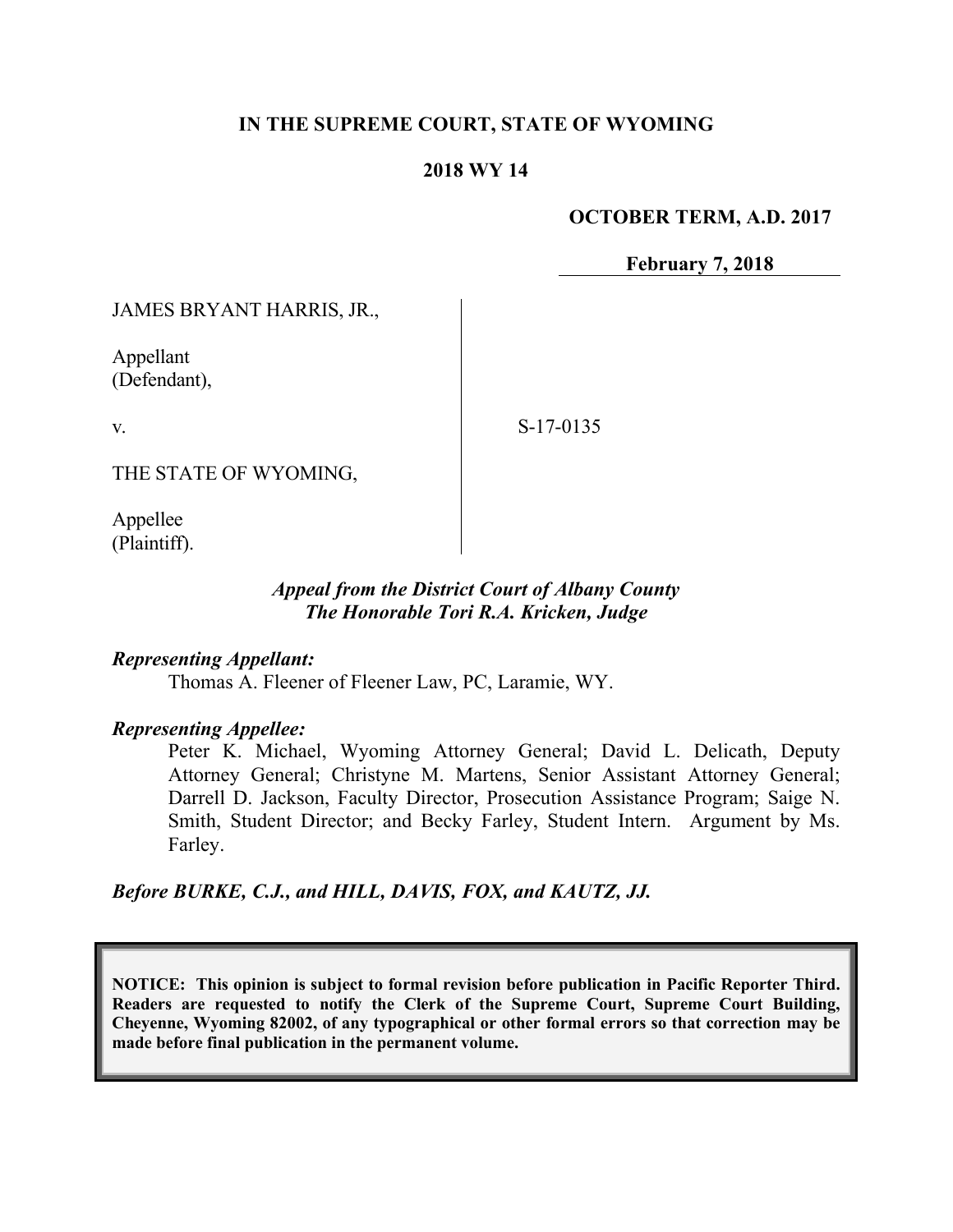**IN THE SUPREME COURT, STATE OF WYOMING**

**2018 WY 14**

**OCTOBER TERM, A.D. 2017**

**February 7, 2018**

JAMES BRYANT HARRIS, JR.,

Appellant
(Defendant),

v.

THE STATE OF WYOMING,

Appellee
(Plaintiff).

S-17-0135

***Appeal from the District Court of Albany County***
***The Honorable Tori R.A. Kricken, Judge***

***Representing Appellant:***

Thomas A. Fleener of Fleener Law, PC, Laramie, WY.

***Representing Appellee:***

Peter K. Michael, Wyoming Attorney General; David L. Delicath, Deputy Attorney General; Christyne M. Martens, Senior Assistant Attorney General; Darrell D. Jackson, Faculty Director, Prosecution Assistance Program; Saige N. Smith, Student Director; and Becky Farley, Student Intern. Argument by Ms. Farley.

***Before BURKE, C.J., and HILL, DAVIS, FOX, and KAUTZ, JJ.***

**NOTICE: This opinion is subject to formal revision before publication in Pacific Reporter Third. Readers are requested to notify the Clerk of the Supreme Court, Supreme Court Building, Cheyenne, Wyoming 82002, of any typographical or other formal errors so that correction may be made before final publication in the permanent volume.**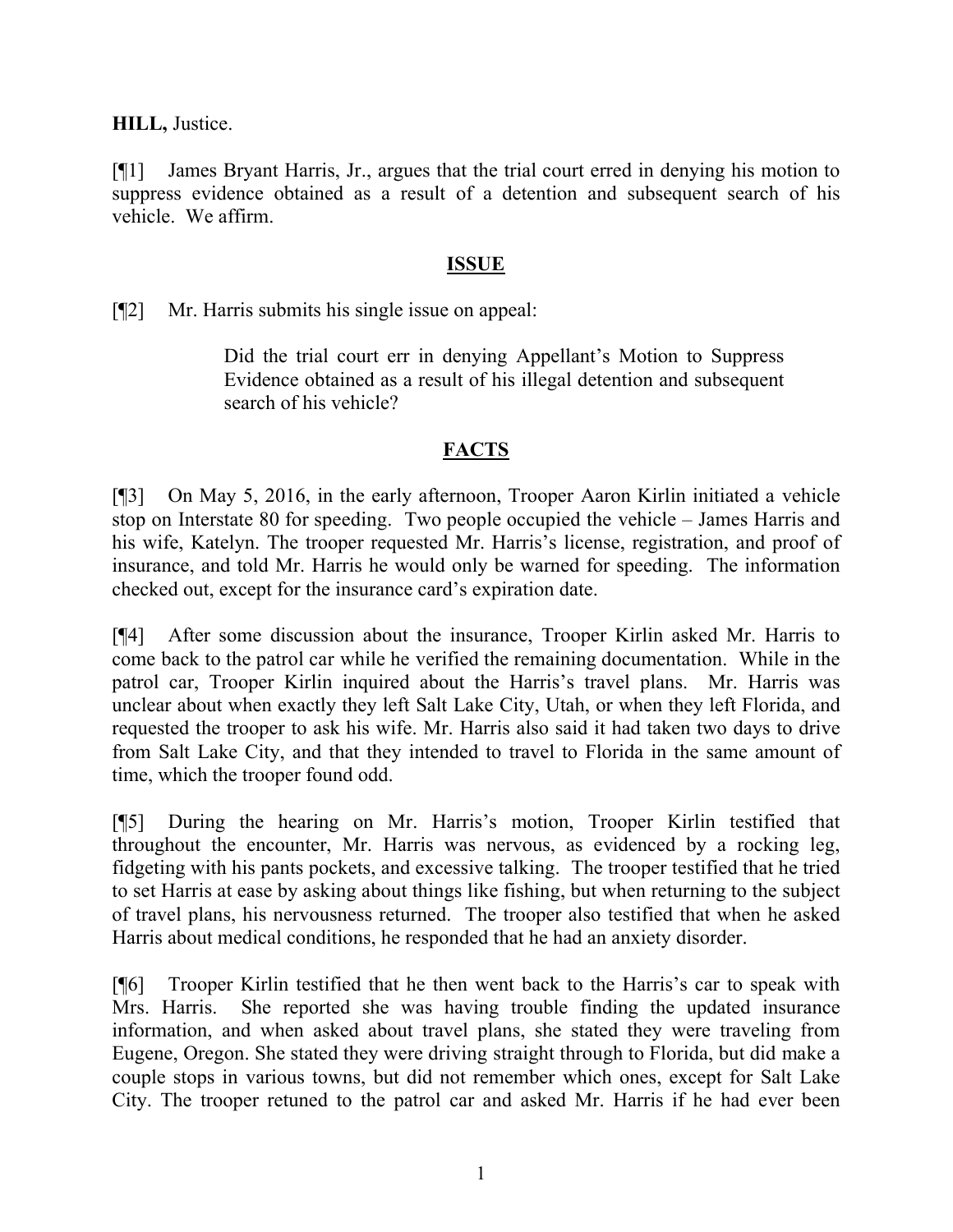**HILL,** Justice.

[¶1] James Bryant Harris, Jr., argues that the trial court erred in denying his motion to suppress evidence obtained as a result of a detention and subsequent search of his vehicle. We affirm.

## ISSUE

[¶2] Mr. Harris submits his single issue on appeal:

> Did the trial court err in denying Appellant's Motion to Suppress Evidence obtained as a result of his illegal detention and subsequent search of his vehicle?

## FACTS

[¶3] On May 5, 2016, in the early afternoon, Trooper Aaron Kirlin initiated a vehicle stop on Interstate 80 for speeding. Two people occupied the vehicle – James Harris and his wife, Katelyn. The trooper requested Mr. Harris's license, registration, and proof of insurance, and told Mr. Harris he would only be warned for speeding. The information checked out, except for the insurance card's expiration date.

[¶4] After some discussion about the insurance, Trooper Kirlin asked Mr. Harris to come back to the patrol car while he verified the remaining documentation. While in the patrol car, Trooper Kirlin inquired about the Harris's travel plans. Mr. Harris was unclear about when exactly they left Salt Lake City, Utah, or when they left Florida, and requested the trooper to ask his wife. Mr. Harris also said it had taken two days to drive from Salt Lake City, and that they intended to travel to Florida in the same amount of time, which the trooper found odd.

[¶5] During the hearing on Mr. Harris's motion, Trooper Kirlin testified that throughout the encounter, Mr. Harris was nervous, as evidenced by a rocking leg, fidgeting with his pants pockets, and excessive talking. The trooper testified that he tried to set Harris at ease by asking about things like fishing, but when returning to the subject of travel plans, his nervousness returned. The trooper also testified that when he asked Harris about medical conditions, he responded that he had an anxiety disorder.

[¶6] Trooper Kirlin testified that he then went back to the Harris's car to speak with Mrs. Harris. She reported she was having trouble finding the updated insurance information, and when asked about travel plans, she stated they were traveling from Eugene, Oregon. She stated they were driving straight through to Florida, but did make a couple stops in various towns, but did not remember which ones, except for Salt Lake City. The trooper retuned to the patrol car and asked Mr. Harris if he had ever been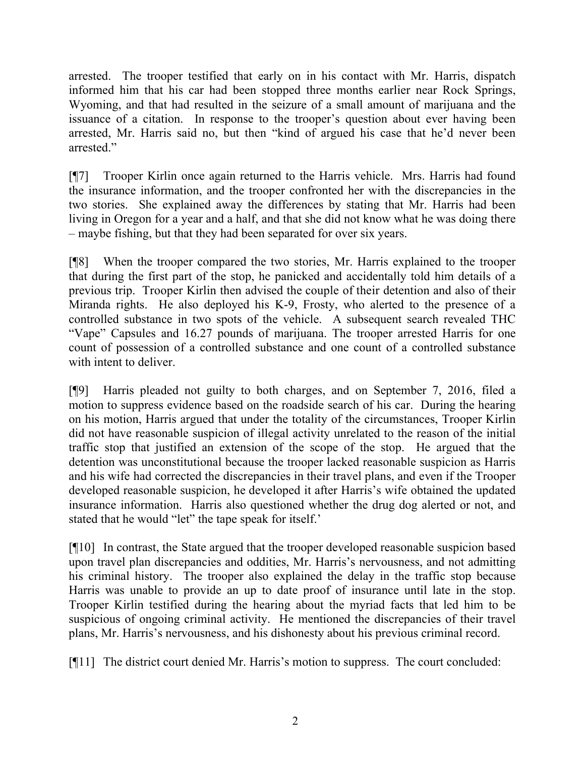arrested. The trooper testified that early on in his contact with Mr. Harris, dispatch informed him that his car had been stopped three months earlier near Rock Springs, Wyoming, and that had resulted in the seizure of a small amount of marijuana and the issuance of a citation. In response to the trooper's question about ever having been arrested, Mr. Harris said no, but then "kind of argued his case that he'd never been arrested."

[¶7] Trooper Kirlin once again returned to the Harris vehicle. Mrs. Harris had found the insurance information, and the trooper confronted her with the discrepancies in the two stories. She explained away the differences by stating that Mr. Harris had been living in Oregon for a year and a half, and that she did not know what he was doing there – maybe fishing, but that they had been separated for over six years.

[¶8] When the trooper compared the two stories, Mr. Harris explained to the trooper that during the first part of the stop, he panicked and accidentally told him details of a previous trip. Trooper Kirlin then advised the couple of their detention and also of their Miranda rights. He also deployed his K-9, Frosty, who alerted to the presence of a controlled substance in two spots of the vehicle. A subsequent search revealed THC "Vape" Capsules and 16.27 pounds of marijuana. The trooper arrested Harris for one count of possession of a controlled substance and one count of a controlled substance with intent to deliver.

[¶9] Harris pleaded not guilty to both charges, and on September 7, 2016, filed a motion to suppress evidence based on the roadside search of his car. During the hearing on his motion, Harris argued that under the totality of the circumstances, Trooper Kirlin did not have reasonable suspicion of illegal activity unrelated to the reason of the initial traffic stop that justified an extension of the scope of the stop. He argued that the detention was unconstitutional because the trooper lacked reasonable suspicion as Harris and his wife had corrected the discrepancies in their travel plans, and even if the Trooper developed reasonable suspicion, he developed it after Harris's wife obtained the updated insurance information. Harris also questioned whether the drug dog alerted or not, and stated that he would "let" the tape speak for itself.'

[¶10] In contrast, the State argued that the trooper developed reasonable suspicion based upon travel plan discrepancies and oddities, Mr. Harris's nervousness, and not admitting his criminal history. The trooper also explained the delay in the traffic stop because Harris was unable to provide an up to date proof of insurance until late in the stop. Trooper Kirlin testified during the hearing about the myriad facts that led him to be suspicious of ongoing criminal activity. He mentioned the discrepancies of their travel plans, Mr. Harris's nervousness, and his dishonesty about his previous criminal record.

[¶11] The district court denied Mr. Harris's motion to suppress. The court concluded: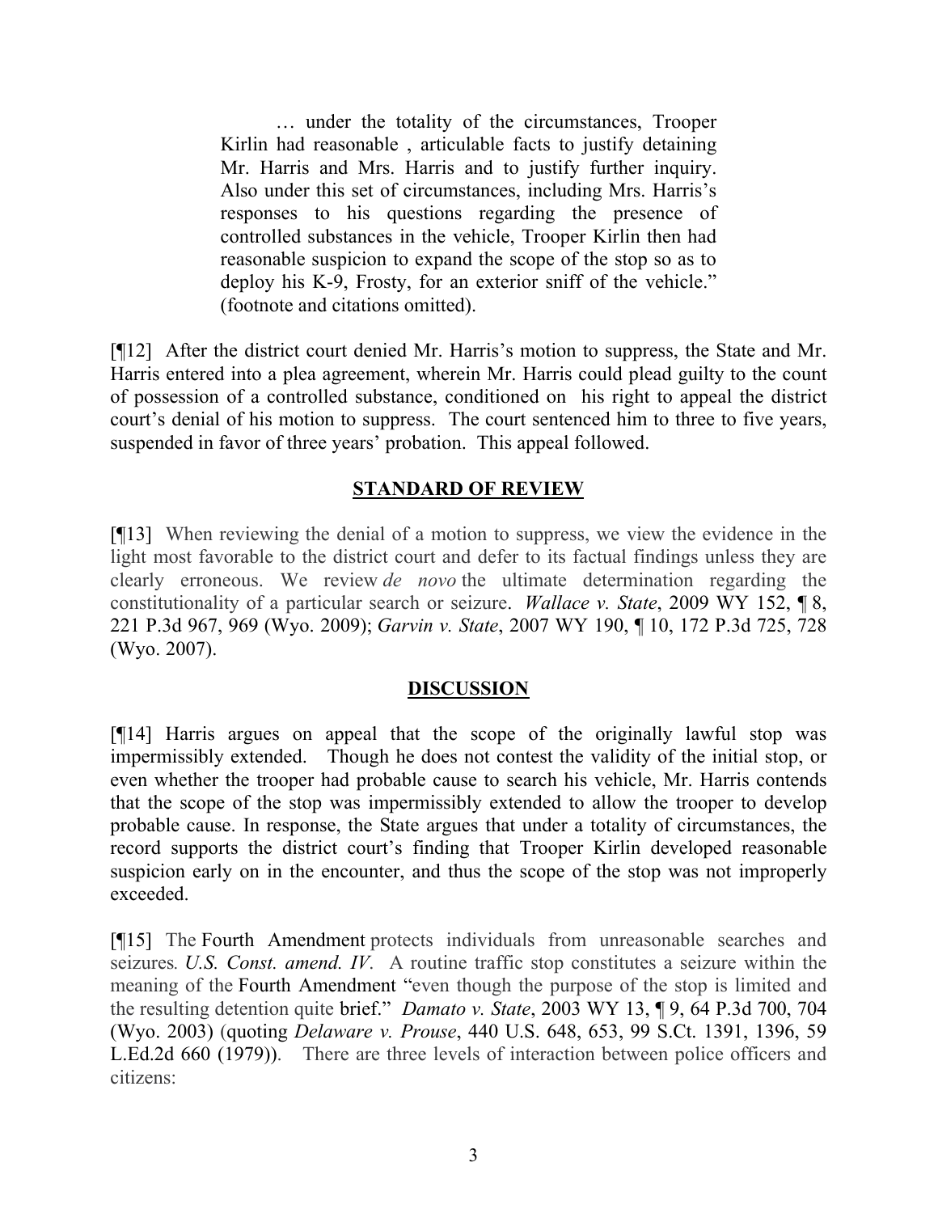> … under the totality of the circumstances, Trooper Kirlin had reasonable , articulable facts to justify detaining Mr. Harris and Mrs. Harris and to justify further inquiry. Also under this set of circumstances, including Mrs. Harris's responses to his questions regarding the presence of controlled substances in the vehicle, Trooper Kirlin then had reasonable suspicion to expand the scope of the stop so as to deploy his K-9, Frosty, for an exterior sniff of the vehicle." (footnote and citations omitted).

[¶12] After the district court denied Mr. Harris's motion to suppress, the State and Mr. Harris entered into a plea agreement, wherein Mr. Harris could plead guilty to the count of possession of a controlled substance, conditioned on his right to appeal the district court's denial of his motion to suppress. The court sentenced him to three to five years, suspended in favor of three years' probation. This appeal followed.

## STANDARD OF REVIEW

[¶13] When reviewing the denial of a motion to suppress, we view the evidence in the light most favorable to the district court and defer to its factual findings unless they are clearly erroneous. We review *de novo* the ultimate determination regarding the constitutionality of a particular search or seizure. *Wallace v. State*, 2009 WY 152, ¶ 8, 221 P.3d 967, 969 (Wyo. 2009); *Garvin v. State*, 2007 WY 190, ¶ 10, 172 P.3d 725, 728 (Wyo. 2007).

## DISCUSSION

[¶14] Harris argues on appeal that the scope of the originally lawful stop was impermissibly extended. Though he does not contest the validity of the initial stop, or even whether the trooper had probable cause to search his vehicle, Mr. Harris contends that the scope of the stop was impermissibly extended to allow the trooper to develop probable cause. In response, the State argues that under a totality of circumstances, the record supports the district court's finding that Trooper Kirlin developed reasonable suspicion early on in the encounter, and thus the scope of the stop was not improperly exceeded.

[¶15] The Fourth Amendment protects individuals from unreasonable searches and seizures. *U.S. Const. amend. IV*. A routine traffic stop constitutes a seizure within the meaning of the Fourth Amendment "even though the purpose of the stop is limited and the resulting detention quite brief." *Damato v. State*, 2003 WY 13, ¶ 9, 64 P.3d 700, 704 (Wyo. 2003) (quoting *Delaware v. Prouse*, 440 U.S. 648, 653, 99 S.Ct. 1391, 1396, 59 L.Ed.2d 660 (1979)). There are three levels of interaction between police officers and citizens: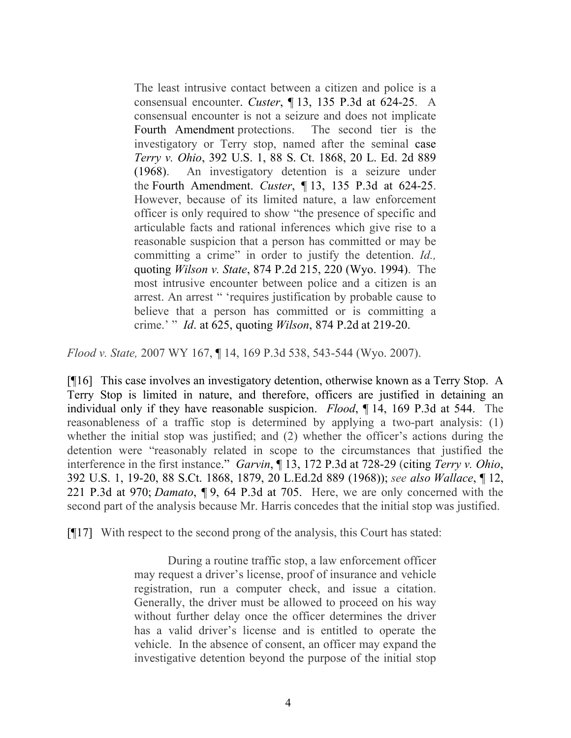> The least intrusive contact between a citizen and police is a consensual encounter. *Custer*, ¶ 13, 135 P.3d at 624-25. A consensual encounter is not a seizure and does not implicate Fourth Amendment protections. The second tier is the investigatory or Terry stop, named after the seminal case *Terry v. Ohio*, 392 U.S. 1, 88 S. Ct. 1868, 20 L. Ed. 2d 889 (1968). An investigatory detention is a seizure under the Fourth Amendment. *Custer*, ¶ 13, 135 P.3d at 624-25. However, because of its limited nature, a law enforcement officer is only required to show "the presence of specific and articulable facts and rational inferences which give rise to a reasonable suspicion that a person has committed or may be committing a crime" in order to justify the detention. *Id.,* quoting *Wilson v. State*, 874 P.2d 215, 220 (Wyo. 1994). The most intrusive encounter between police and a citizen is an arrest. An arrest " 'requires justification by probable cause to believe that a person has committed or is committing a crime.' " *Id*. at 625, quoting *Wilson*, 874 P.2d at 219-20.

*Flood v. State,* 2007 WY 167, ¶ 14, 169 P.3d 538, 543-544 (Wyo. 2007).

[¶16] This case involves an investigatory detention, otherwise known as a Terry Stop. A Terry Stop is limited in nature, and therefore, officers are justified in detaining an individual only if they have reasonable suspicion. *Flood*, ¶ 14, 169 P.3d at 544. The reasonableness of a traffic stop is determined by applying a two-part analysis: (1) whether the initial stop was justified; and (2) whether the officer's actions during the detention were "reasonably related in scope to the circumstances that justified the interference in the first instance." *Garvin*, ¶ 13, 172 P.3d at 728-29 (citing *Terry v. Ohio*, 392 U.S. 1, 19-20, 88 S.Ct. 1868, 1879, 20 L.Ed.2d 889 (1968)); *see also Wallace*, ¶ 12, 221 P.3d at 970; *Damato*, ¶ 9, 64 P.3d at 705. Here, we are only concerned with the second part of the analysis because Mr. Harris concedes that the initial stop was justified.

[¶17] With respect to the second prong of the analysis, this Court has stated:

> During a routine traffic stop, a law enforcement officer may request a driver's license, proof of insurance and vehicle registration, run a computer check, and issue a citation. Generally, the driver must be allowed to proceed on his way without further delay once the officer determines the driver has a valid driver's license and is entitled to operate the vehicle. In the absence of consent, an officer may expand the investigative detention beyond the purpose of the initial stop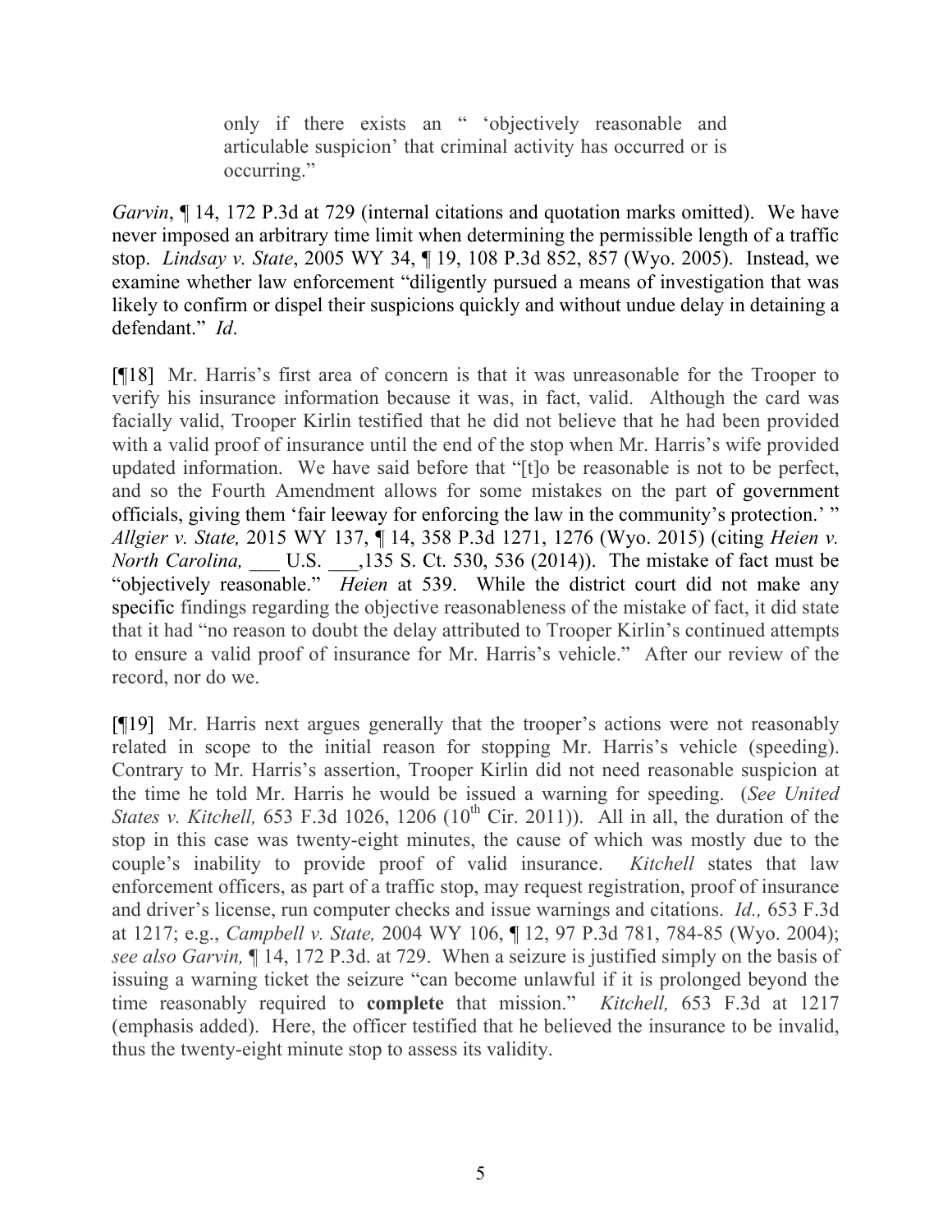> only if there exists an " 'objectively reasonable and articulable suspicion' that criminal activity has occurred or is occurring."

*Garvin*, ¶ 14, 172 P.3d at 729 (internal citations and quotation marks omitted). We have never imposed an arbitrary time limit when determining the permissible length of a traffic stop. *Lindsay v. State*, 2005 WY 34, ¶ 19, 108 P.3d 852, 857 (Wyo. 2005). Instead, we examine whether law enforcement "diligently pursued a means of investigation that was likely to confirm or dispel their suspicions quickly and without undue delay in detaining a defendant." *Id*.

[¶18] Mr. Harris's first area of concern is that it was unreasonable for the Trooper to verify his insurance information because it was, in fact, valid. Although the card was facially valid, Trooper Kirlin testified that he did not believe that he had been provided with a valid proof of insurance until the end of the stop when Mr. Harris's wife provided updated information. We have said before that "[t]o be reasonable is not to be perfect, and so the Fourth Amendment allows for some mistakes on the part of government officials, giving them 'fair leeway for enforcing the law in the community's protection.' " *Allgier v. State,* 2015 WY 137, ¶ 14, 358 P.3d 1271, 1276 (Wyo. 2015) (citing *Heien v. North Carolina,* ___ U.S. ___,135 S. Ct. 530, 536 (2014)). The mistake of fact must be "objectively reasonable." *Heien* at 539. While the district court did not make any specific findings regarding the objective reasonableness of the mistake of fact, it did state that it had "no reason to doubt the delay attributed to Trooper Kirlin's continued attempts to ensure a valid proof of insurance for Mr. Harris's vehicle." After our review of the record, nor do we.

[¶19] Mr. Harris next argues generally that the trooper's actions were not reasonably related in scope to the initial reason for stopping Mr. Harris's vehicle (speeding). Contrary to Mr. Harris's assertion, Trooper Kirlin did not need reasonable suspicion at the time he told Mr. Harris he would be issued a warning for speeding. (*See United States v. Kitchell,* 653 F.3d 1026, 1206 (10th Cir. 2011)). All in all, the duration of the stop in this case was twenty-eight minutes, the cause of which was mostly due to the couple's inability to provide proof of valid insurance. *Kitchell* states that law enforcement officers, as part of a traffic stop, may request registration, proof of insurance and driver's license, run computer checks and issue warnings and citations. *Id.,* 653 F.3d at 1217; e.g., *Campbell v. State,* 2004 WY 106, ¶ 12, 97 P.3d 781, 784-85 (Wyo. 2004); *see also Garvin,* ¶ 14, 172 P.3d. at 729. When a seizure is justified simply on the basis of issuing a warning ticket the seizure "can become unlawful if it is prolonged beyond the time reasonably required to **complete** that mission." *Kitchell,* 653 F.3d at 1217 (emphasis added). Here, the officer testified that he believed the insurance to be invalid, thus the twenty-eight minute stop to assess its validity.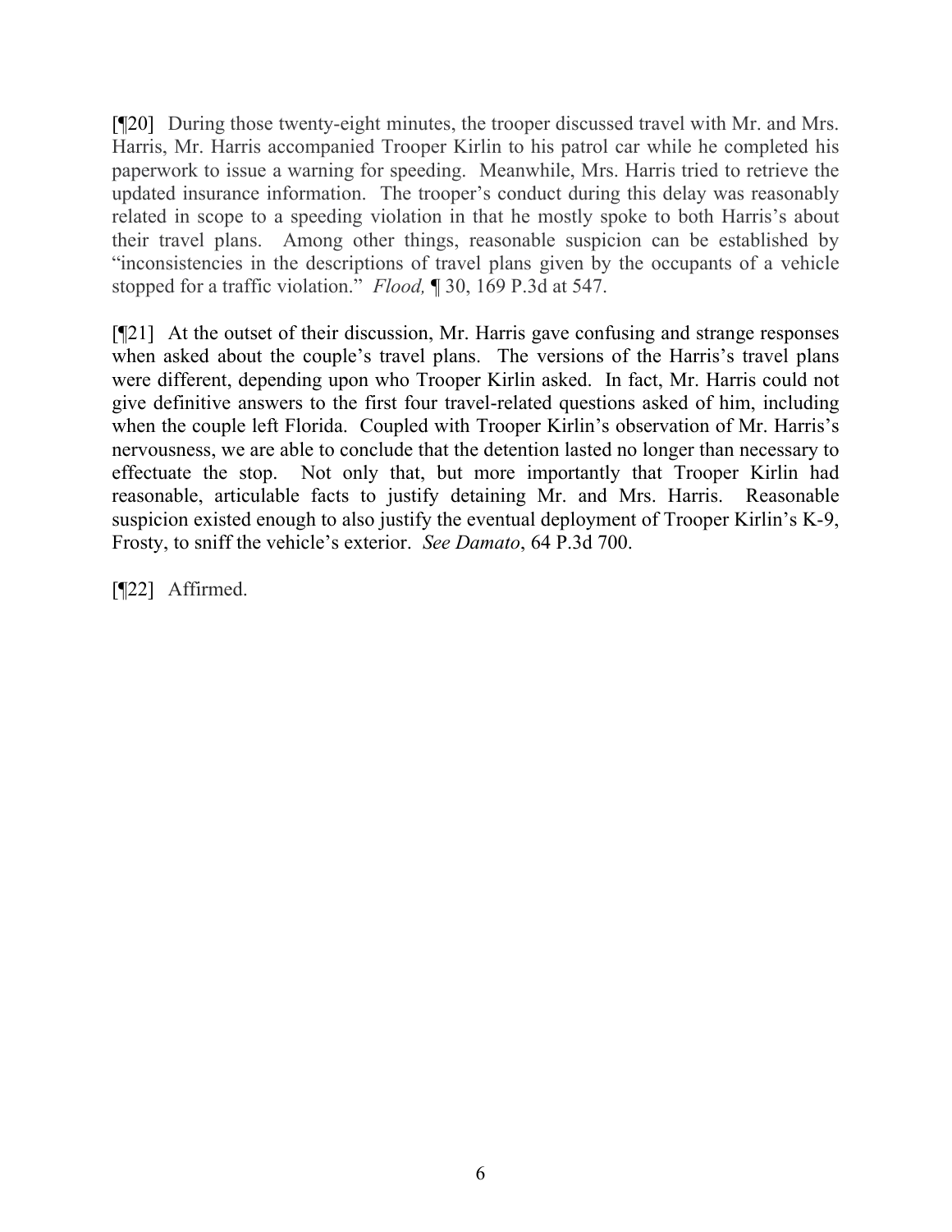[¶20] During those twenty-eight minutes, the trooper discussed travel with Mr. and Mrs. Harris, Mr. Harris accompanied Trooper Kirlin to his patrol car while he completed his paperwork to issue a warning for speeding. Meanwhile, Mrs. Harris tried to retrieve the updated insurance information. The trooper's conduct during this delay was reasonably related in scope to a speeding violation in that he mostly spoke to both Harris's about their travel plans. Among other things, reasonable suspicion can be established by "inconsistencies in the descriptions of travel plans given by the occupants of a vehicle stopped for a traffic violation." *Flood,* ¶ 30, 169 P.3d at 547.

[¶21] At the outset of their discussion, Mr. Harris gave confusing and strange responses when asked about the couple's travel plans. The versions of the Harris's travel plans were different, depending upon who Trooper Kirlin asked. In fact, Mr. Harris could not give definitive answers to the first four travel-related questions asked of him, including when the couple left Florida. Coupled with Trooper Kirlin's observation of Mr. Harris's nervousness, we are able to conclude that the detention lasted no longer than necessary to effectuate the stop. Not only that, but more importantly that Trooper Kirlin had reasonable, articulable facts to justify detaining Mr. and Mrs. Harris. Reasonable suspicion existed enough to also justify the eventual deployment of Trooper Kirlin's K-9, Frosty, to sniff the vehicle's exterior. *See Damato*, 64 P.3d 700.

[¶22] Affirmed.